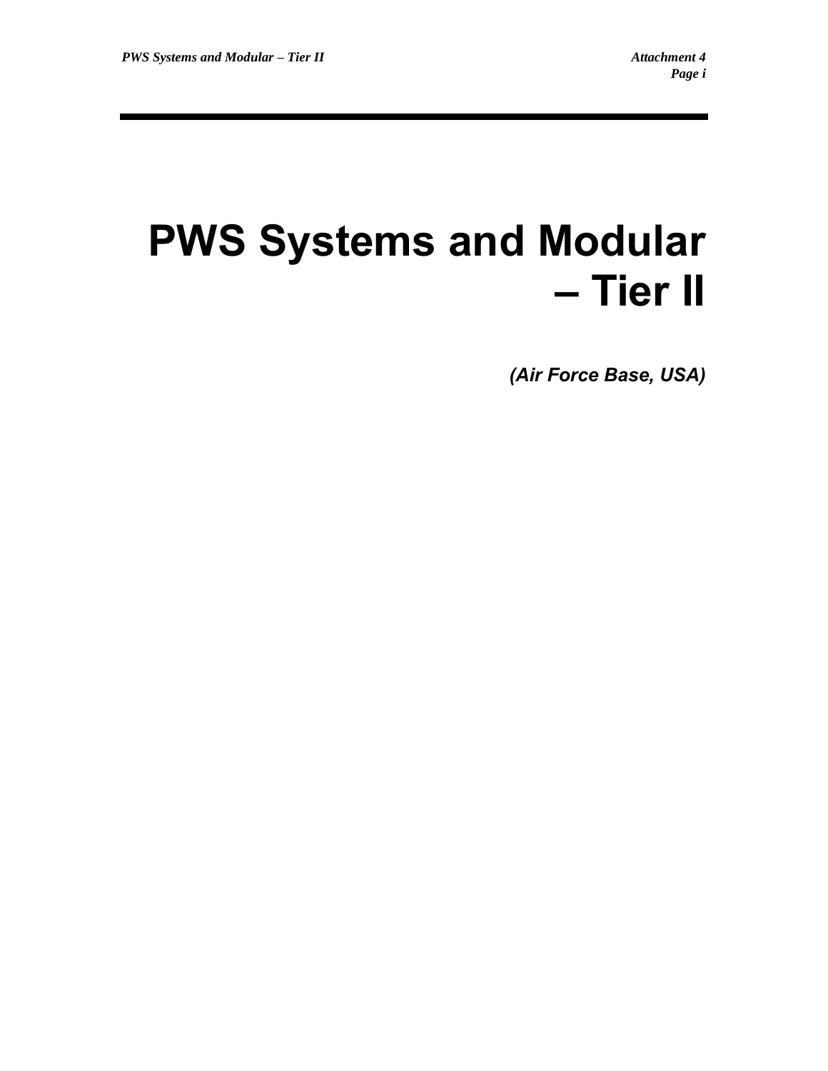# PWS Systems and Modular – Tier II

*(Air Force Base, USA)*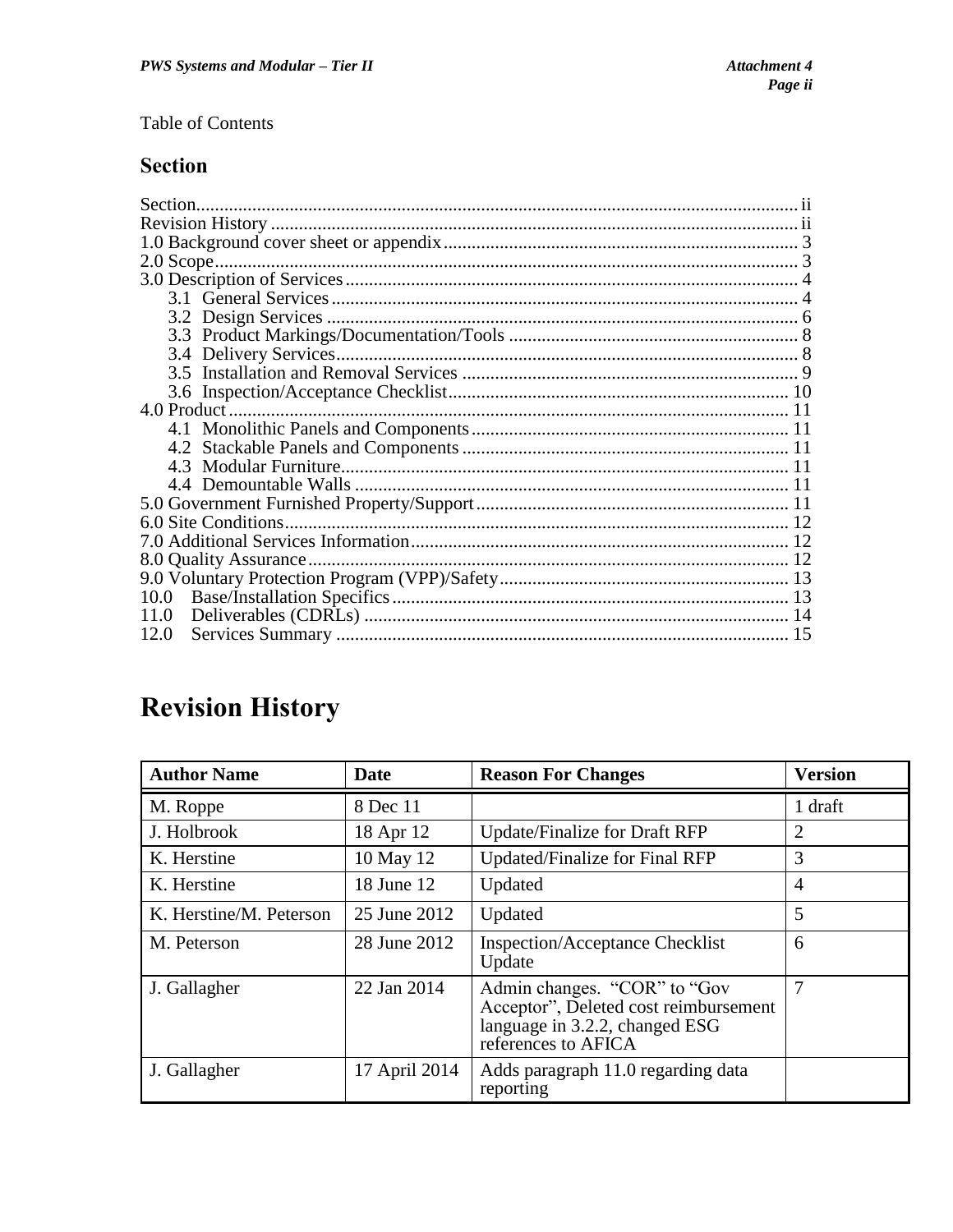Table of Contents

## Section

Section ........................................ ii
Revision History ........................................ ii
1.0 Background cover sheet or appendix ........................................ 3
2.0 Scope ........................................ 3
3.0 Description of Services ........................................ 4
- 3.1 General Services ........................................ 4
- 3.2 Design Services ........................................ 6
- 3.3 Product Markings/Documentation/Tools ........................................ 8
- 3.4 Delivery Services ........................................ 8
- 3.5 Installation and Removal Services ........................................ 9
- 3.6 Inspection/Acceptance Checklist ........................................ 10

4.0 Product ........................................ 11
- 4.1 Monolithic Panels and Components ........................................ 11
- 4.2 Stackable Panels and Components ........................................ 11
- 4.3 Modular Furniture ........................................ 11
- 4.4 Demountable Walls ........................................ 11

5.0 Government Furnished Property/Support ........................................ 11
6.0 Site Conditions ........................................ 12
7.0 Additional Services Information ........................................ 12
8.0 Quality Assurance ........................................ 12
9.0 Voluntary Protection Program (VPP)/Safety ........................................ 13
10.0 Base/Installation Specifics ........................................ 13
11.0 Deliverables (CDRLs) ........................................ 14
12.0 Services Summary ........................................ 15

# Revision History

| Author Name | Date | Reason For Changes | Version |
|---|---|---|---|
| M. Roppe | 8 Dec 11 | | 1 draft |
| J. Holbrook | 18 Apr 12 | Update/Finalize for Draft RFP | 2 |
| K. Herstine | 10 May 12 | Updated/Finalize for Final RFP | 3 |
| K. Herstine | 18 June 12 | Updated | 4 |
| K. Herstine/M. Peterson | 25 June 2012 | Updated | 5 |
| M. Peterson | 28 June 2012 | Inspection/Acceptance Checklist Update | 6 |
| J. Gallagher | 22 Jan 2014 | Admin changes. "COR" to "Gov Acceptor", Deleted cost reimbursement language in 3.2.2, changed ESG references to AFICA | 7 |
| J. Gallagher | 17 April 2014 | Adds paragraph 11.0 regarding data reporting | |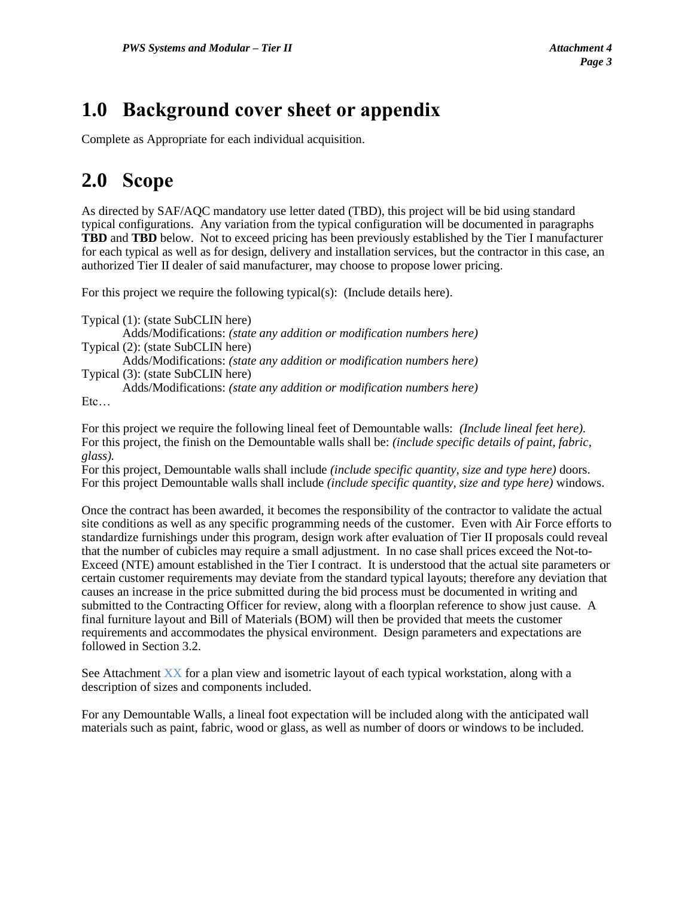# 1.0 Background cover sheet or appendix

Complete as Appropriate for each individual acquisition.

# 2.0 Scope

As directed by SAF/AQC mandatory use letter dated (TBD), this project will be bid using standard typical configurations. Any variation from the typical configuration will be documented in paragraphs **TBD** and **TBD** below. Not to exceed pricing has been previously established by the Tier I manufacturer for each typical as well as for design, delivery and installation services, but the contractor in this case, an authorized Tier II dealer of said manufacturer, may choose to propose lower pricing.

For this project we require the following typical(s): (Include details here).

Typical (1): (state SubCLIN here)
    Adds/Modifications: *(state any addition or modification numbers here)*
Typical (2): (state SubCLIN here)
    Adds/Modifications: *(state any addition or modification numbers here)*
Typical (3): (state SubCLIN here)
    Adds/Modifications: *(state any addition or modification numbers here)*
Etc…

For this project we require the following lineal feet of Demountable walls: *(Include lineal feet here).*
For this project, the finish on the Demountable walls shall be: *(include specific details of paint, fabric, glass).*
For this project, Demountable walls shall include *(include specific quantity, size and type here)* doors.
For this project Demountable walls shall include *(include specific quantity, size and type here)* windows.

Once the contract has been awarded, it becomes the responsibility of the contractor to validate the actual site conditions as well as any specific programming needs of the customer. Even with Air Force efforts to standardize furnishings under this program, design work after evaluation of Tier II proposals could reveal that the number of cubicles may require a small adjustment. In no case shall prices exceed the Not-to-Exceed (NTE) amount established in the Tier I contract. It is understood that the actual site parameters or certain customer requirements may deviate from the standard typical layouts; therefore any deviation that causes an increase in the price submitted during the bid process must be documented in writing and submitted to the Contracting Officer for review, along with a floorplan reference to show just cause. A final furniture layout and Bill of Materials (BOM) will then be provided that meets the customer requirements and accommodates the physical environment. Design parameters and expectations are followed in Section 3.2.

See Attachment XX for a plan view and isometric layout of each typical workstation, along with a description of sizes and components included.

For any Demountable Walls, a lineal foot expectation will be included along with the anticipated wall materials such as paint, fabric, wood or glass, as well as number of doors or windows to be included.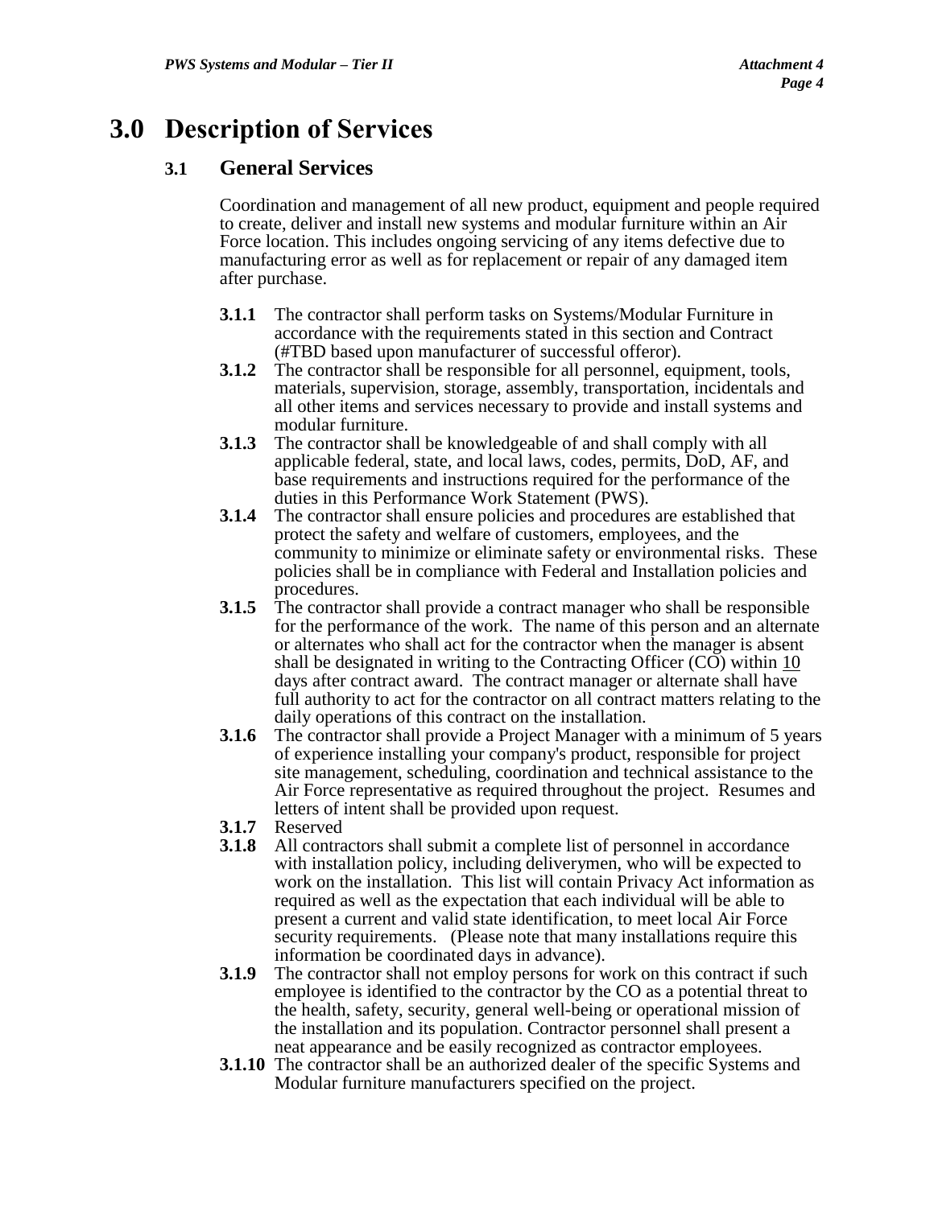# 3.0 Description of Services

## 3.1 General Services

Coordination and management of all new product, equipment and people required to create, deliver and install new systems and modular furniture within an Air Force location. This includes ongoing servicing of any items defective due to manufacturing error as well as for replacement or repair of any damaged item after purchase.

**3.1.1** The contractor shall perform tasks on Systems/Modular Furniture in accordance with the requirements stated in this section and Contract (#TBD based upon manufacturer of successful offeror).

**3.1.2** The contractor shall be responsible for all personnel, equipment, tools, materials, supervision, storage, assembly, transportation, incidentals and all other items and services necessary to provide and install systems and modular furniture.

**3.1.3** The contractor shall be knowledgeable of and shall comply with all applicable federal, state, and local laws, codes, permits, DoD, AF, and base requirements and instructions required for the performance of the duties in this Performance Work Statement (PWS).

**3.1.4** The contractor shall ensure policies and procedures are established that protect the safety and welfare of customers, employees, and the community to minimize or eliminate safety or environmental risks. These policies shall be in compliance with Federal and Installation policies and procedures.

**3.1.5** The contractor shall provide a contract manager who shall be responsible for the performance of the work. The name of this person and an alternate or alternates who shall act for the contractor when the manager is absent shall be designated in writing to the Contracting Officer (CO) within 10 days after contract award. The contract manager or alternate shall have full authority to act for the contractor on all contract matters relating to the daily operations of this contract on the installation.

**3.1.6** The contractor shall provide a Project Manager with a minimum of 5 years of experience installing your company's product, responsible for project site management, scheduling, coordination and technical assistance to the Air Force representative as required throughout the project. Resumes and letters of intent shall be provided upon request.

**3.1.7** Reserved

**3.1.8** All contractors shall submit a complete list of personnel in accordance with installation policy, including deliverymen, who will be expected to work on the installation. This list will contain Privacy Act information as required as well as the expectation that each individual will be able to present a current and valid state identification, to meet local Air Force security requirements. (Please note that many installations require this information be coordinated days in advance).

**3.1.9** The contractor shall not employ persons for work on this contract if such employee is identified to the contractor by the CO as a potential threat to the health, safety, security, general well-being or operational mission of the installation and its population. Contractor personnel shall present a neat appearance and be easily recognized as contractor employees.

**3.1.10** The contractor shall be an authorized dealer of the specific Systems and Modular furniture manufacturers specified on the project.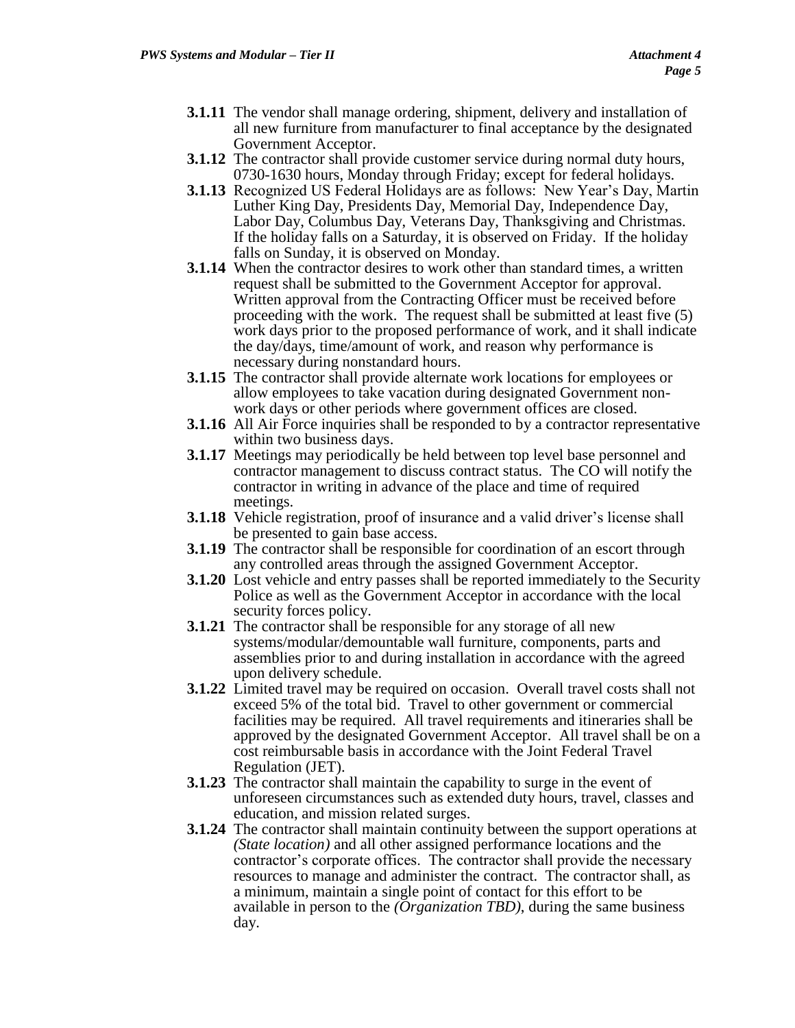**3.1.11** The vendor shall manage ordering, shipment, delivery and installation of all new furniture from manufacturer to final acceptance by the designated Government Acceptor.

**3.1.12** The contractor shall provide customer service during normal duty hours, 0730-1630 hours, Monday through Friday; except for federal holidays.

**3.1.13** Recognized US Federal Holidays are as follows: New Year's Day, Martin Luther King Day, Presidents Day, Memorial Day, Independence Day, Labor Day, Columbus Day, Veterans Day, Thanksgiving and Christmas. If the holiday falls on a Saturday, it is observed on Friday. If the holiday falls on Sunday, it is observed on Monday.

**3.1.14** When the contractor desires to work other than standard times, a written request shall be submitted to the Government Acceptor for approval. Written approval from the Contracting Officer must be received before proceeding with the work. The request shall be submitted at least five (5) work days prior to the proposed performance of work, and it shall indicate the day/days, time/amount of work, and reason why performance is necessary during nonstandard hours.

**3.1.15** The contractor shall provide alternate work locations for employees or allow employees to take vacation during designated Government non-work days or other periods where government offices are closed.

**3.1.16** All Air Force inquiries shall be responded to by a contractor representative within two business days.

**3.1.17** Meetings may periodically be held between top level base personnel and contractor management to discuss contract status. The CO will notify the contractor in writing in advance of the place and time of required meetings.

**3.1.18** Vehicle registration, proof of insurance and a valid driver's license shall be presented to gain base access.

**3.1.19** The contractor shall be responsible for coordination of an escort through any controlled areas through the assigned Government Acceptor.

**3.1.20** Lost vehicle and entry passes shall be reported immediately to the Security Police as well as the Government Acceptor in accordance with the local security forces policy.

**3.1.21** The contractor shall be responsible for any storage of all new systems/modular/demountable wall furniture, components, parts and assemblies prior to and during installation in accordance with the agreed upon delivery schedule.

**3.1.22** Limited travel may be required on occasion. Overall travel costs shall not exceed 5% of the total bid. Travel to other government or commercial facilities may be required. All travel requirements and itineraries shall be approved by the designated Government Acceptor. All travel shall be on a cost reimbursable basis in accordance with the Joint Federal Travel Regulation (JET).

**3.1.23** The contractor shall maintain the capability to surge in the event of unforeseen circumstances such as extended duty hours, travel, classes and education, and mission related surges.

**3.1.24** The contractor shall maintain continuity between the support operations at *(State location)* and all other assigned performance locations and the contractor's corporate offices. The contractor shall provide the necessary resources to manage and administer the contract. The contractor shall, as a minimum, maintain a single point of contact for this effort to be available in person to the *(Organization TBD)*, during the same business day.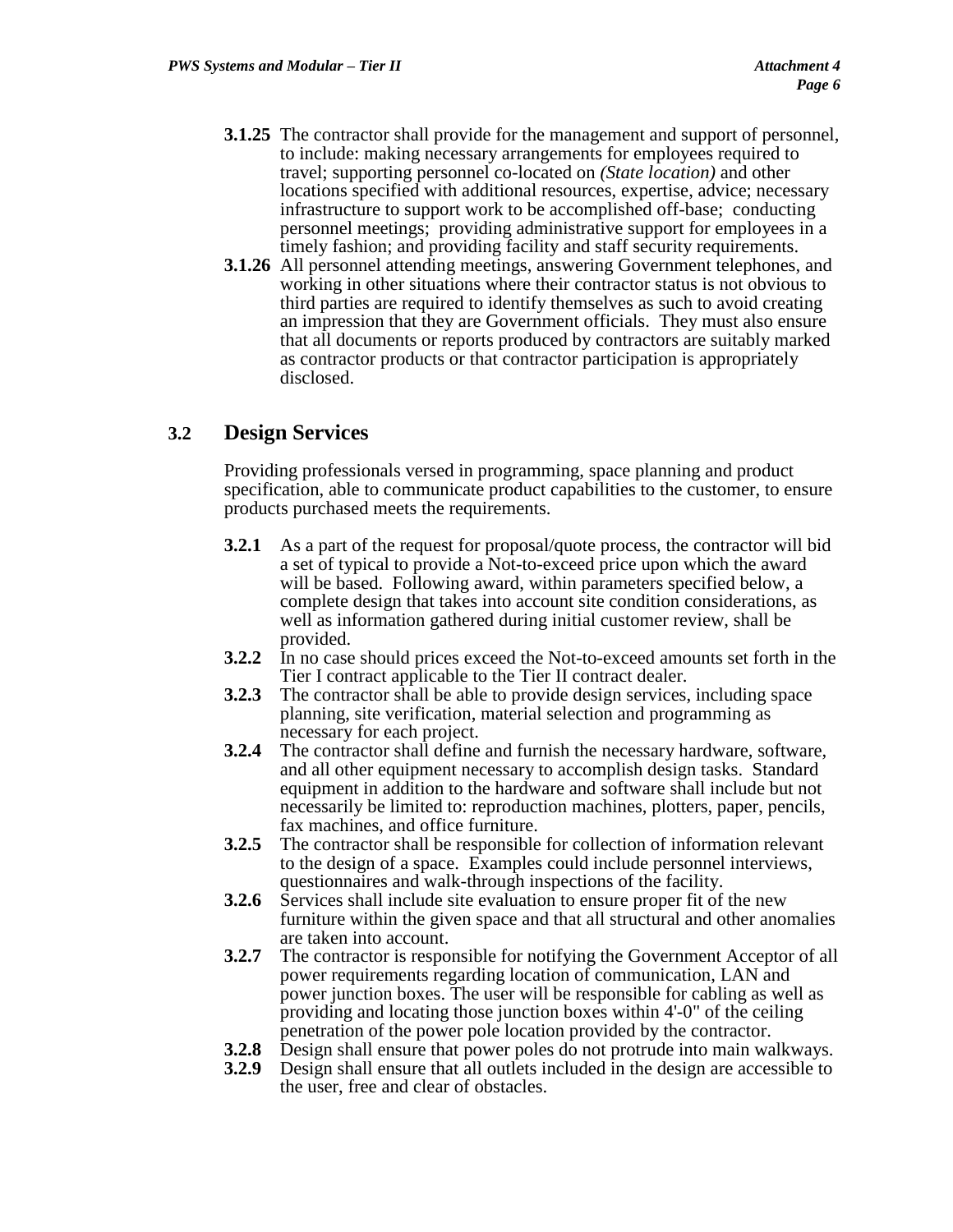**3.1.25** The contractor shall provide for the management and support of personnel, to include: making necessary arrangements for employees required to travel; supporting personnel co-located on *(State location)* and other locations specified with additional resources, expertise, advice; necessary infrastructure to support work to be accomplished off-base; conducting personnel meetings; providing administrative support for employees in a timely fashion; and providing facility and staff security requirements.

**3.1.26** All personnel attending meetings, answering Government telephones, and working in other situations where their contractor status is not obvious to third parties are required to identify themselves as such to avoid creating an impression that they are Government officials. They must also ensure that all documents or reports produced by contractors are suitably marked as contractor products or that contractor participation is appropriately disclosed.

## 3.2 Design Services

Providing professionals versed in programming, space planning and product specification, able to communicate product capabilities to the customer, to ensure products purchased meets the requirements.

**3.2.1** As a part of the request for proposal/quote process, the contractor will bid a set of typical to provide a Not-to-exceed price upon which the award will be based. Following award, within parameters specified below, a complete design that takes into account site condition considerations, as well as information gathered during initial customer review, shall be provided.

**3.2.2** In no case should prices exceed the Not-to-exceed amounts set forth in the Tier I contract applicable to the Tier II contract dealer.

**3.2.3** The contractor shall be able to provide design services, including space planning, site verification, material selection and programming as necessary for each project.

**3.2.4** The contractor shall define and furnish the necessary hardware, software, and all other equipment necessary to accomplish design tasks. Standard equipment in addition to the hardware and software shall include but not necessarily be limited to: reproduction machines, plotters, paper, pencils, fax machines, and office furniture.

**3.2.5** The contractor shall be responsible for collection of information relevant to the design of a space. Examples could include personnel interviews, questionnaires and walk-through inspections of the facility.

**3.2.6** Services shall include site evaluation to ensure proper fit of the new furniture within the given space and that all structural and other anomalies are taken into account.

**3.2.7** The contractor is responsible for notifying the Government Acceptor of all power requirements regarding location of communication, LAN and power junction boxes. The user will be responsible for cabling as well as providing and locating those junction boxes within 4'-0" of the ceiling penetration of the power pole location provided by the contractor.

**3.2.8** Design shall ensure that power poles do not protrude into main walkways.

**3.2.9** Design shall ensure that all outlets included in the design are accessible to the user, free and clear of obstacles.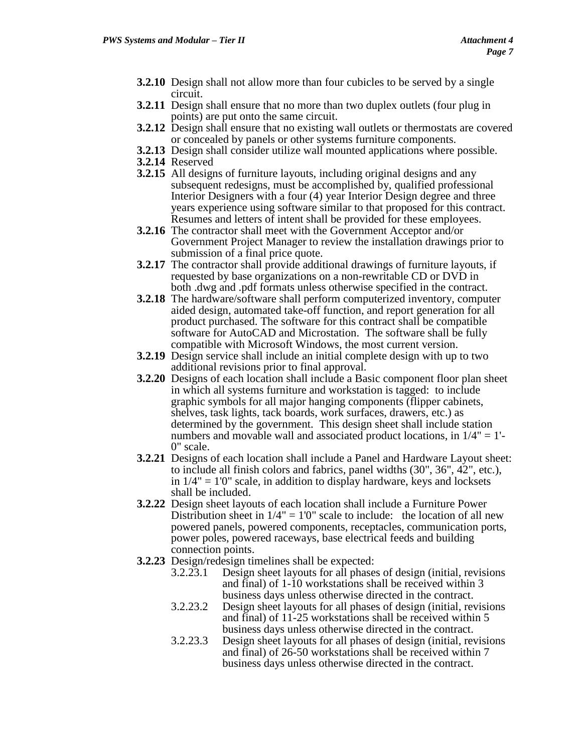- **3.2.10** Design shall not allow more than four cubicles to be served by a single circuit.
- **3.2.11** Design shall ensure that no more than two duplex outlets (four plug in points) are put onto the same circuit.
- **3.2.12** Design shall ensure that no existing wall outlets or thermostats are covered or concealed by panels or other systems furniture components.
- **3.2.13** Design shall consider utilize wall mounted applications where possible.
- **3.2.14** Reserved
- **3.2.15** All designs of furniture layouts, including original designs and any subsequent redesigns, must be accomplished by, qualified professional Interior Designers with a four (4) year Interior Design degree and three years experience using software similar to that proposed for this contract. Resumes and letters of intent shall be provided for these employees.
- **3.2.16** The contractor shall meet with the Government Acceptor and/or Government Project Manager to review the installation drawings prior to submission of a final price quote.
- **3.2.17** The contractor shall provide additional drawings of furniture layouts, if requested by base organizations on a non-rewritable CD or DVD in both .dwg and .pdf formats unless otherwise specified in the contract.
- **3.2.18** The hardware/software shall perform computerized inventory, computer aided design, automated take-off function, and report generation for all product purchased. The software for this contract shall be compatible software for AutoCAD and Microstation. The software shall be fully compatible with Microsoft Windows, the most current version.
- **3.2.19** Design service shall include an initial complete design with up to two additional revisions prior to final approval.
- **3.2.20** Designs of each location shall include a Basic component floor plan sheet in which all systems furniture and workstation is tagged: to include graphic symbols for all major hanging components (flipper cabinets, shelves, task lights, tack boards, work surfaces, drawers, etc.) as determined by the government. This design sheet shall include station numbers and movable wall and associated product locations, in 1/4" = 1'-0" scale.
- **3.2.21** Designs of each location shall include a Panel and Hardware Layout sheet: to include all finish colors and fabrics, panel widths (30", 36", 42", etc.), in 1/4" = 1'0" scale, in addition to display hardware, keys and locksets shall be included.
- **3.2.22** Design sheet layouts of each location shall include a Furniture Power Distribution sheet in 1/4" = 1'0" scale to include: the location of all new powered panels, powered components, receptacles, communication ports, power poles, powered raceways, base electrical feeds and building connection points.
- **3.2.23** Design/redesign timelines shall be expected:
  - 3.2.23.1 Design sheet layouts for all phases of design (initial, revisions and final) of 1-10 workstations shall be received within 3 business days unless otherwise directed in the contract.
  - 3.2.23.2 Design sheet layouts for all phases of design (initial, revisions and final) of 11-25 workstations shall be received within 5 business days unless otherwise directed in the contract.
  - 3.2.23.3 Design sheet layouts for all phases of design (initial, revisions and final) of 26-50 workstations shall be received within 7 business days unless otherwise directed in the contract.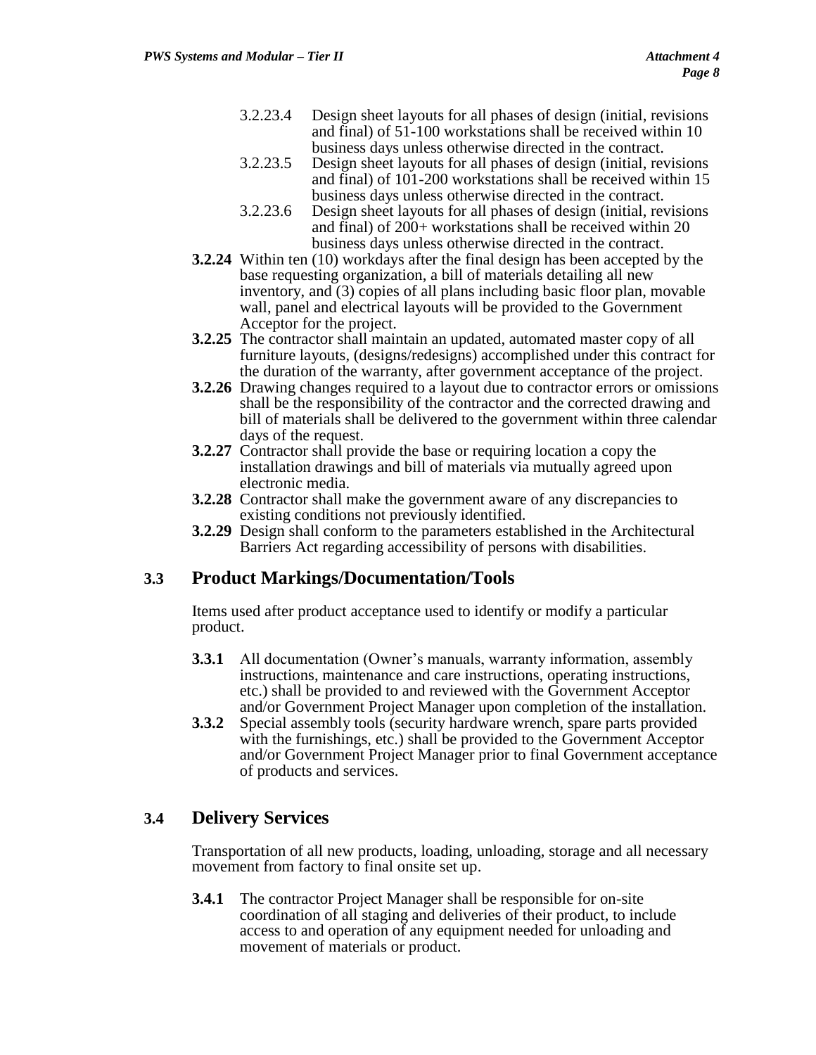3.2.23.4 Design sheet layouts for all phases of design (initial, revisions and final) of 51-100 workstations shall be received within 10 business days unless otherwise directed in the contract.

3.2.23.5 Design sheet layouts for all phases of design (initial, revisions and final) of 101-200 workstations shall be received within 15 business days unless otherwise directed in the contract.

3.2.23.6 Design sheet layouts for all phases of design (initial, revisions and final) of 200+ workstations shall be received within 20 business days unless otherwise directed in the contract.

**3.2.24** Within ten (10) workdays after the final design has been accepted by the base requesting organization, a bill of materials detailing all new inventory, and (3) copies of all plans including basic floor plan, movable wall, panel and electrical layouts will be provided to the Government Acceptor for the project.

**3.2.25** The contractor shall maintain an updated, automated master copy of all furniture layouts, (designs/redesigns) accomplished under this contract for the duration of the warranty, after government acceptance of the project.

**3.2.26** Drawing changes required to a layout due to contractor errors or omissions shall be the responsibility of the contractor and the corrected drawing and bill of materials shall be delivered to the government within three calendar days of the request.

**3.2.27** Contractor shall provide the base or requiring location a copy the installation drawings and bill of materials via mutually agreed upon electronic media.

**3.2.28** Contractor shall make the government aware of any discrepancies to existing conditions not previously identified.

**3.2.29** Design shall conform to the parameters established in the Architectural Barriers Act regarding accessibility of persons with disabilities.

## 3.3 Product Markings/Documentation/Tools

Items used after product acceptance used to identify or modify a particular product.

**3.3.1** All documentation (Owner's manuals, warranty information, assembly instructions, maintenance and care instructions, operating instructions, etc.) shall be provided to and reviewed with the Government Acceptor and/or Government Project Manager upon completion of the installation.

**3.3.2** Special assembly tools (security hardware wrench, spare parts provided with the furnishings, etc.) shall be provided to the Government Acceptor and/or Government Project Manager prior to final Government acceptance of products and services.

## 3.4 Delivery Services

Transportation of all new products, loading, unloading, storage and all necessary movement from factory to final onsite set up.

**3.4.1** The contractor Project Manager shall be responsible for on-site coordination of all staging and deliveries of their product, to include access to and operation of any equipment needed for unloading and movement of materials or product.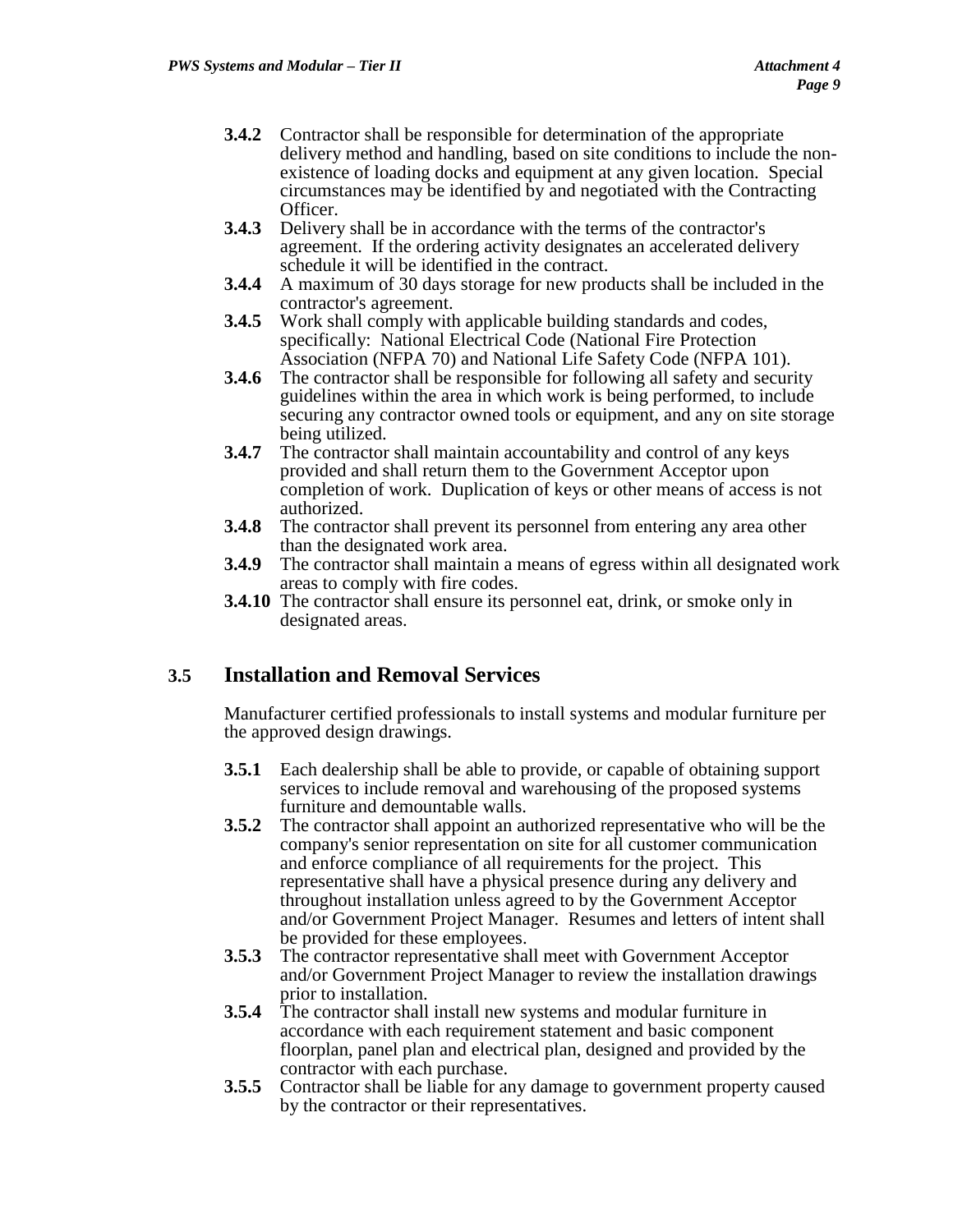**3.4.2** Contractor shall be responsible for determination of the appropriate delivery method and handling, based on site conditions to include the non-existence of loading docks and equipment at any given location. Special circumstances may be identified by and negotiated with the Contracting Officer.

**3.4.3** Delivery shall be in accordance with the terms of the contractor's agreement. If the ordering activity designates an accelerated delivery schedule it will be identified in the contract.

**3.4.4** A maximum of 30 days storage for new products shall be included in the contractor's agreement.

**3.4.5** Work shall comply with applicable building standards and codes, specifically: National Electrical Code (National Fire Protection Association (NFPA 70) and National Life Safety Code (NFPA 101).

**3.4.6** The contractor shall be responsible for following all safety and security guidelines within the area in which work is being performed, to include securing any contractor owned tools or equipment, and any on site storage being utilized.

**3.4.7** The contractor shall maintain accountability and control of any keys provided and shall return them to the Government Acceptor upon completion of work. Duplication of keys or other means of access is not authorized.

**3.4.8** The contractor shall prevent its personnel from entering any area other than the designated work area.

**3.4.9** The contractor shall maintain a means of egress within all designated work areas to comply with fire codes.

**3.4.10** The contractor shall ensure its personnel eat, drink, or smoke only in designated areas.

## 3.5 Installation and Removal Services

Manufacturer certified professionals to install systems and modular furniture per the approved design drawings.

**3.5.1** Each dealership shall be able to provide, or capable of obtaining support services to include removal and warehousing of the proposed systems furniture and demountable walls.

**3.5.2** The contractor shall appoint an authorized representative who will be the company's senior representation on site for all customer communication and enforce compliance of all requirements for the project. This representative shall have a physical presence during any delivery and throughout installation unless agreed to by the Government Acceptor and/or Government Project Manager. Resumes and letters of intent shall be provided for these employees.

**3.5.3** The contractor representative shall meet with Government Acceptor and/or Government Project Manager to review the installation drawings prior to installation.

**3.5.4** The contractor shall install new systems and modular furniture in accordance with each requirement statement and basic component floorplan, panel plan and electrical plan, designed and provided by the contractor with each purchase.

**3.5.5** Contractor shall be liable for any damage to government property caused by the contractor or their representatives.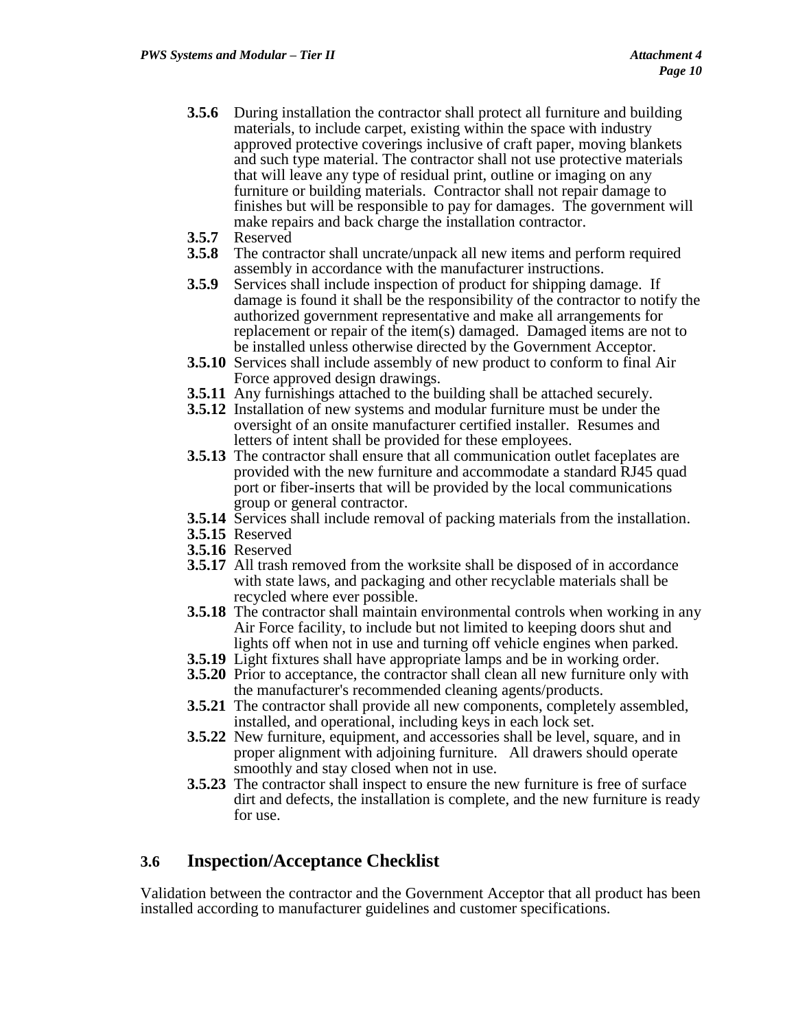- **3.5.6** During installation the contractor shall protect all furniture and building materials, to include carpet, existing within the space with industry approved protective coverings inclusive of craft paper, moving blankets and such type material. The contractor shall not use protective materials that will leave any type of residual print, outline or imaging on any furniture or building materials. Contractor shall not repair damage to finishes but will be responsible to pay for damages. The government will make repairs and back charge the installation contractor.
- **3.5.7** Reserved
- **3.5.8** The contractor shall uncrate/unpack all new items and perform required assembly in accordance with the manufacturer instructions.
- **3.5.9** Services shall include inspection of product for shipping damage. If damage is found it shall be the responsibility of the contractor to notify the authorized government representative and make all arrangements for replacement or repair of the item(s) damaged. Damaged items are not to be installed unless otherwise directed by the Government Acceptor.
- **3.5.10** Services shall include assembly of new product to conform to final Air Force approved design drawings.
- **3.5.11** Any furnishings attached to the building shall be attached securely.
- **3.5.12** Installation of new systems and modular furniture must be under the oversight of an onsite manufacturer certified installer. Resumes and letters of intent shall be provided for these employees.
- **3.5.13** The contractor shall ensure that all communication outlet faceplates are provided with the new furniture and accommodate a standard RJ45 quad port or fiber-inserts that will be provided by the local communications group or general contractor.
- **3.5.14** Services shall include removal of packing materials from the installation.
- **3.5.15** Reserved
- **3.5.16** Reserved
- **3.5.17** All trash removed from the worksite shall be disposed of in accordance with state laws, and packaging and other recyclable materials shall be recycled where ever possible.
- **3.5.18** The contractor shall maintain environmental controls when working in any Air Force facility, to include but not limited to keeping doors shut and lights off when not in use and turning off vehicle engines when parked.
- **3.5.19** Light fixtures shall have appropriate lamps and be in working order.
- **3.5.20** Prior to acceptance, the contractor shall clean all new furniture only with the manufacturer's recommended cleaning agents/products.
- **3.5.21** The contractor shall provide all new components, completely assembled, installed, and operational, including keys in each lock set.
- **3.5.22** New furniture, equipment, and accessories shall be level, square, and in proper alignment with adjoining furniture. All drawers should operate smoothly and stay closed when not in use.
- **3.5.23** The contractor shall inspect to ensure the new furniture is free of surface dirt and defects, the installation is complete, and the new furniture is ready for use.

## 3.6 Inspection/Acceptance Checklist

Validation between the contractor and the Government Acceptor that all product has been installed according to manufacturer guidelines and customer specifications.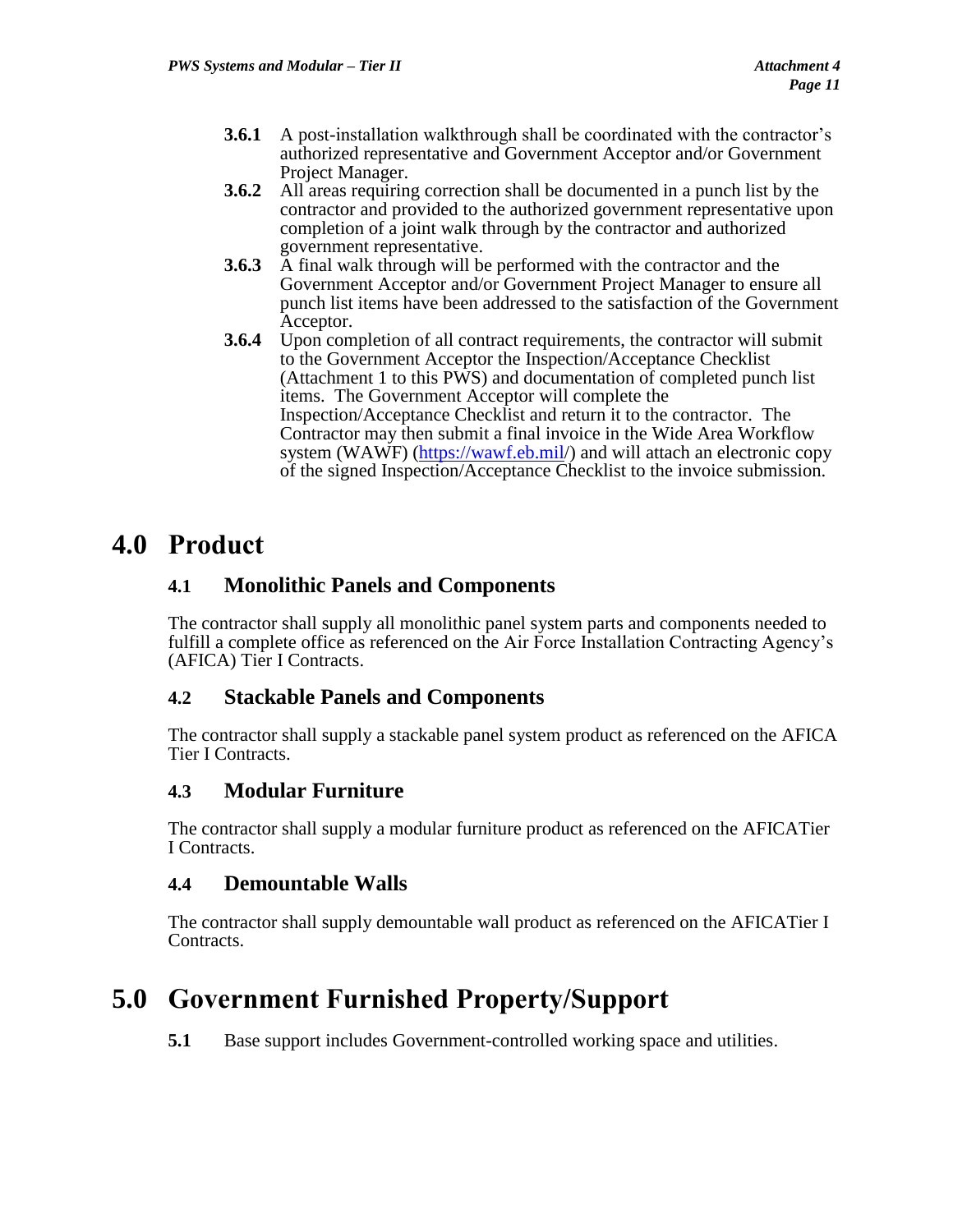**3.6.1** A post-installation walkthrough shall be coordinated with the contractor's authorized representative and Government Acceptor and/or Government Project Manager.

**3.6.2** All areas requiring correction shall be documented in a punch list by the contractor and provided to the authorized government representative upon completion of a joint walk through by the contractor and authorized government representative.

**3.6.3** A final walk through will be performed with the contractor and the Government Acceptor and/or Government Project Manager to ensure all punch list items have been addressed to the satisfaction of the Government Acceptor.

**3.6.4** Upon completion of all contract requirements, the contractor will submit to the Government Acceptor the Inspection/Acceptance Checklist (Attachment 1 to this PWS) and documentation of completed punch list items. The Government Acceptor will complete the Inspection/Acceptance Checklist and return it to the contractor. The Contractor may then submit a final invoice in the Wide Area Workflow system (WAWF) (https://wawf.eb.mil/) and will attach an electronic copy of the signed Inspection/Acceptance Checklist to the invoice submission.

# 4.0 Product

## 4.1 Monolithic Panels and Components

The contractor shall supply all monolithic panel system parts and components needed to fulfill a complete office as referenced on the Air Force Installation Contracting Agency's (AFICA) Tier I Contracts.

## 4.2 Stackable Panels and Components

The contractor shall supply a stackable panel system product as referenced on the AFICA Tier I Contracts.

## 4.3 Modular Furniture

The contractor shall supply a modular furniture product as referenced on the AFICATier I Contracts.

## 4.4 Demountable Walls

The contractor shall supply demountable wall product as referenced on the AFICATier I Contracts.

# 5.0 Government Furnished Property/Support

**5.1** Base support includes Government-controlled working space and utilities.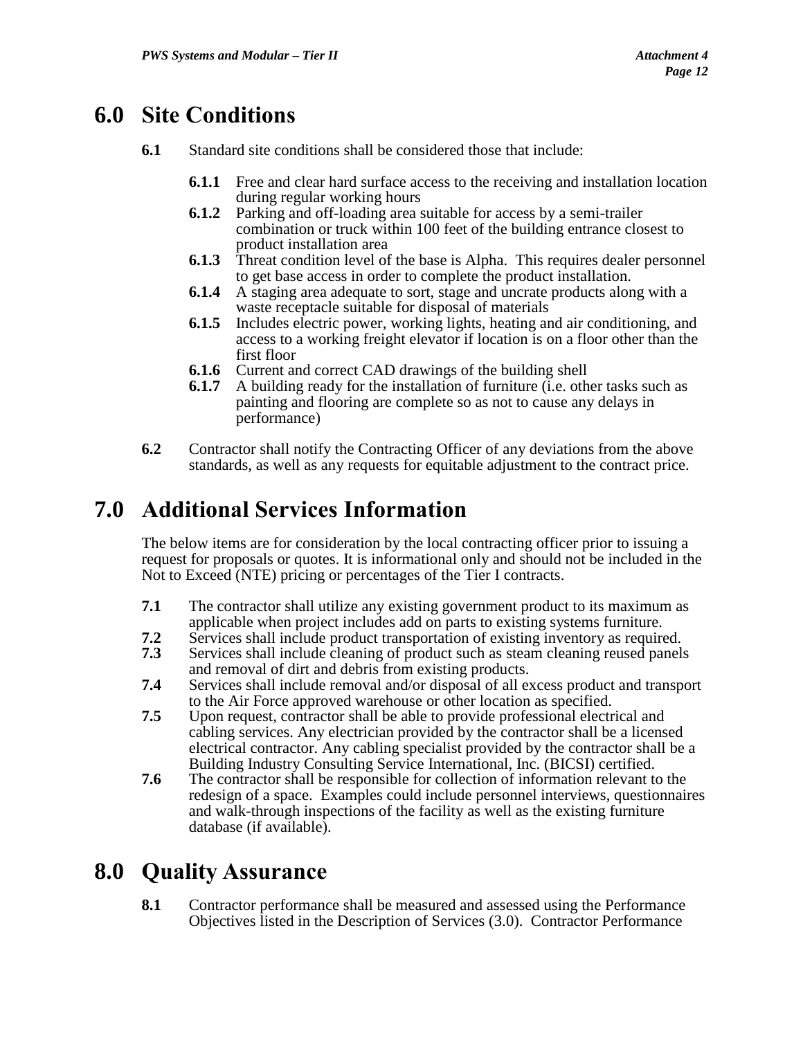# 6.0 Site Conditions

**6.1** Standard site conditions shall be considered those that include:

- **6.1.1** Free and clear hard surface access to the receiving and installation location during regular working hours
- **6.1.2** Parking and off-loading area suitable for access by a semi-trailer combination or truck within 100 feet of the building entrance closest to product installation area
- **6.1.3** Threat condition level of the base is Alpha. This requires dealer personnel to get base access in order to complete the product installation.
- **6.1.4** A staging area adequate to sort, stage and uncrate products along with a waste receptacle suitable for disposal of materials
- **6.1.5** Includes electric power, working lights, heating and air conditioning, and access to a working freight elevator if location is on a floor other than the first floor
- **6.1.6** Current and correct CAD drawings of the building shell
- **6.1.7** A building ready for the installation of furniture (i.e. other tasks such as painting and flooring are complete so as not to cause any delays in performance)

**6.2** Contractor shall notify the Contracting Officer of any deviations from the above standards, as well as any requests for equitable adjustment to the contract price.

# 7.0 Additional Services Information

The below items are for consideration by the local contracting officer prior to issuing a request for proposals or quotes. It is informational only and should not be included in the Not to Exceed (NTE) pricing or percentages of the Tier I contracts.

- **7.1** The contractor shall utilize any existing government product to its maximum as applicable when project includes add on parts to existing systems furniture.
- **7.2** Services shall include product transportation of existing inventory as required.
- **7.3** Services shall include cleaning of product such as steam cleaning reused panels and removal of dirt and debris from existing products.
- **7.4** Services shall include removal and/or disposal of all excess product and transport to the Air Force approved warehouse or other location as specified.
- **7.5** Upon request, contractor shall be able to provide professional electrical and cabling services. Any electrician provided by the contractor shall be a licensed electrical contractor. Any cabling specialist provided by the contractor shall be a Building Industry Consulting Service International, Inc. (BICSI) certified.
- **7.6** The contractor shall be responsible for collection of information relevant to the redesign of a space. Examples could include personnel interviews, questionnaires and walk-through inspections of the facility as well as the existing furniture database (if available).

# 8.0 Quality Assurance

**8.1** Contractor performance shall be measured and assessed using the Performance Objectives listed in the Description of Services (3.0). Contractor Performance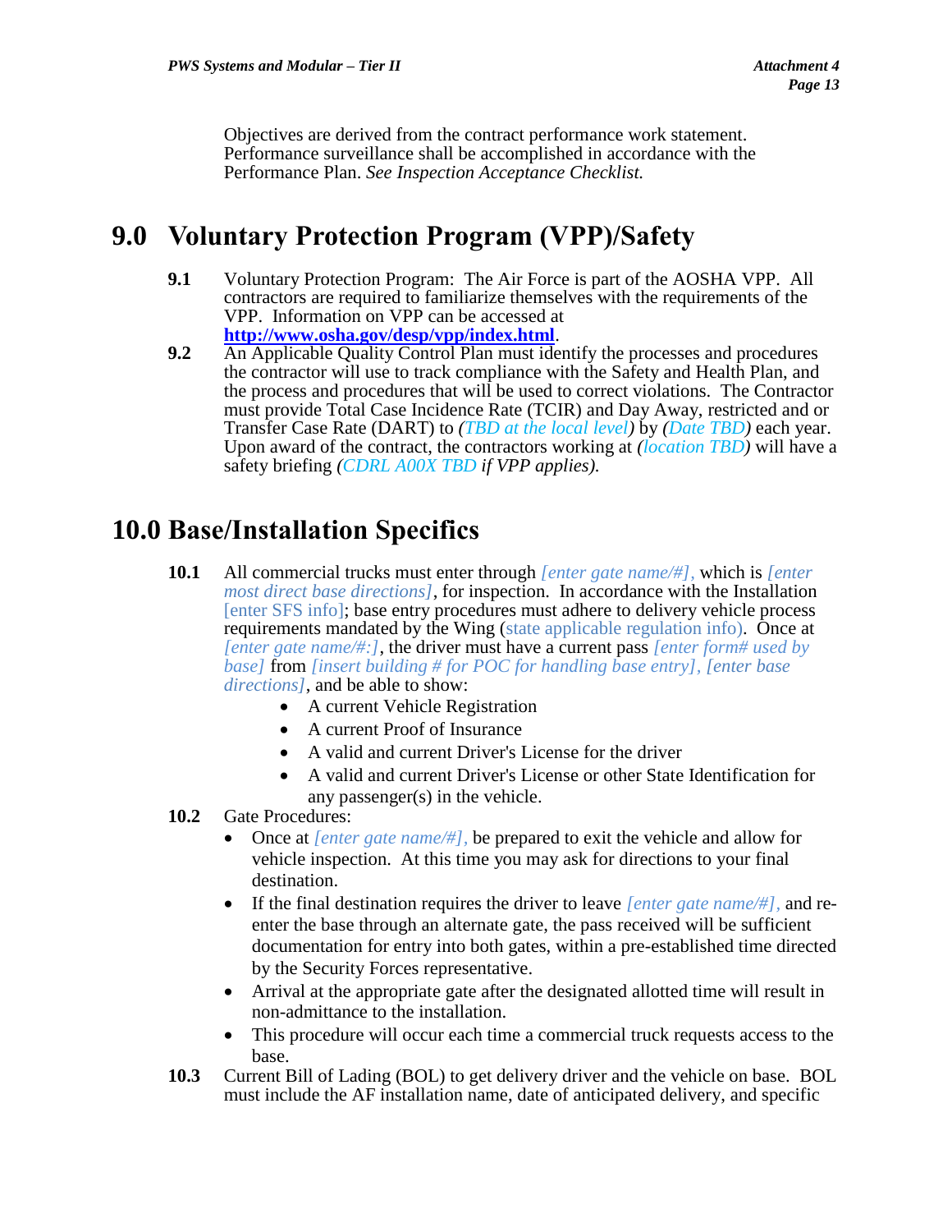Objectives are derived from the contract performance work statement. Performance surveillance shall be accomplished in accordance with the Performance Plan. *See Inspection Acceptance Checklist.*

# 9.0 Voluntary Protection Program (VPP)/Safety

**9.1** Voluntary Protection Program: The Air Force is part of the AOSHA VPP. All contractors are required to familiarize themselves with the requirements of the VPP. Information on VPP can be accessed at **http://www.osha.gov/desp/vpp/index.html**.

**9.2** An Applicable Quality Control Plan must identify the processes and procedures the contractor will use to track compliance with the Safety and Health Plan, and the process and procedures that will be used to correct violations. The Contractor must provide Total Case Incidence Rate (TCIR) and Day Away, restricted and or Transfer Case Rate (DART) to *(TBD at the local level)* by *(Date TBD)* each year. Upon award of the contract, the contractors working at *(location TBD)* will have a safety briefing *(CDRL A00X TBD if VPP applies).*

# 10.0 Base/Installation Specifics

**10.1** All commercial trucks must enter through *[enter gate name/#],* which is *[enter most direct base directions]*, for inspection. In accordance with the Installation [enter SFS info]; base entry procedures must adhere to delivery vehicle process requirements mandated by the Wing (state applicable regulation info). Once at *[enter gate name/#:]*, the driver must have a current pass *[enter form# used by base]* from *[insert building # for POC for handling base entry], [enter base directions]*, and be able to show:

- A current Vehicle Registration
- A current Proof of Insurance
- A valid and current Driver's License for the driver
- A valid and current Driver's License or other State Identification for any passenger(s) in the vehicle.

**10.2** Gate Procedures:

- Once at *[enter gate name/#],* be prepared to exit the vehicle and allow for vehicle inspection. At this time you may ask for directions to your final destination.
- If the final destination requires the driver to leave *[enter gate name/#],* and re-enter the base through an alternate gate, the pass received will be sufficient documentation for entry into both gates, within a pre-established time directed by the Security Forces representative.
- Arrival at the appropriate gate after the designated allotted time will result in non-admittance to the installation.
- This procedure will occur each time a commercial truck requests access to the base.

**10.3** Current Bill of Lading (BOL) to get delivery driver and the vehicle on base. BOL must include the AF installation name, date of anticipated delivery, and specific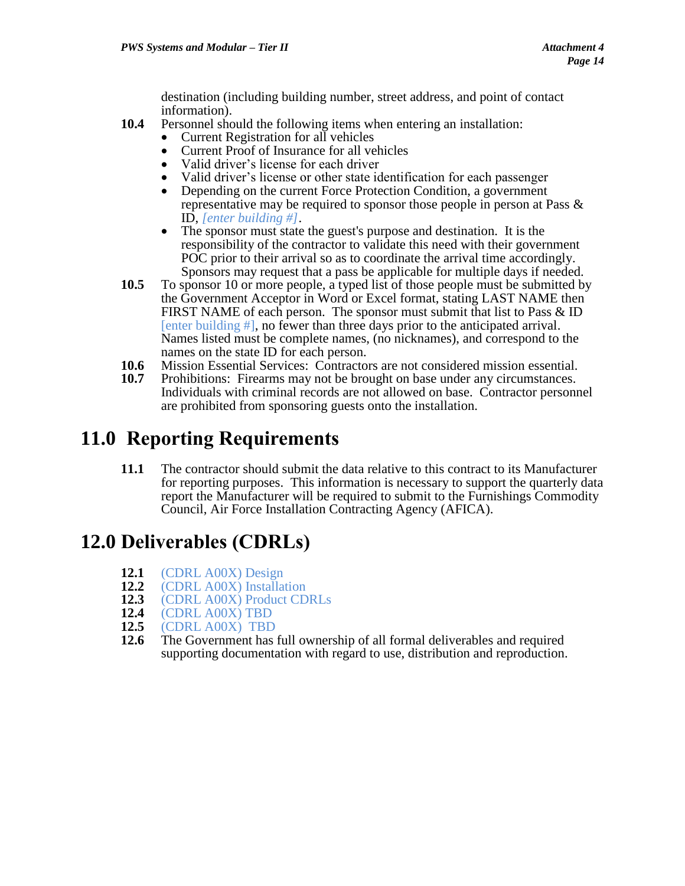destination (including building number, street address, and point of contact information).

**10.4** Personnel should the following items when entering an installation:

- Current Registration for all vehicles
- Current Proof of Insurance for all vehicles
- Valid driver's license for each driver
- Valid driver's license or other state identification for each passenger
- Depending on the current Force Protection Condition, a government representative may be required to sponsor those people in person at Pass & ID, *[enter building #]*.
- The sponsor must state the guest's purpose and destination. It is the responsibility of the contractor to validate this need with their government POC prior to their arrival so as to coordinate the arrival time accordingly. Sponsors may request that a pass be applicable for multiple days if needed.

**10.5** To sponsor 10 or more people, a typed list of those people must be submitted by the Government Acceptor in Word or Excel format, stating LAST NAME then FIRST NAME of each person. The sponsor must submit that list to Pass & ID [enter building #], no fewer than three days prior to the anticipated arrival. Names listed must be complete names, (no nicknames), and correspond to the names on the state ID for each person.

**10.6** Mission Essential Services: Contractors are not considered mission essential.

**10.7** Prohibitions: Firearms may not be brought on base under any circumstances. Individuals with criminal records are not allowed on base. Contractor personnel are prohibited from sponsoring guests onto the installation.

# 11.0 Reporting Requirements

**11.1** The contractor should submit the data relative to this contract to its Manufacturer for reporting purposes. This information is necessary to support the quarterly data report the Manufacturer will be required to submit to the Furnishings Commodity Council, Air Force Installation Contracting Agency (AFICA).

# 12.0 Deliverables (CDRLs)

**12.1** (CDRL A00X) Design

**12.2** (CDRL A00X) Installation

**12.3** (CDRL A00X) Product CDRLs

**12.4** (CDRL A00X) TBD

**12.5** (CDRL A00X) TBD

**12.6** The Government has full ownership of all formal deliverables and required supporting documentation with regard to use, distribution and reproduction.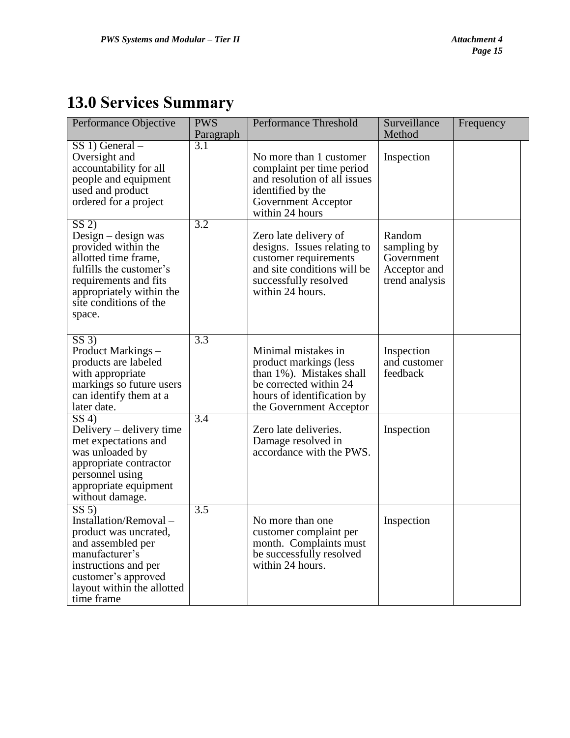# 13.0 Services Summary

| Performance Objective | PWS Paragraph | Performance Threshold | Surveillance Method | Frequency |
|---|---|---|---|---|
| SS 1) General – Oversight and accountability for all people and equipment used and product ordered for a project | 3.1 | No more than 1 customer complaint per time period and resolution of all issues identified by the Government Acceptor within 24 hours | Inspection | |
| SS 2) Design – design was provided within the allotted time frame, fulfills the customer's requirements and fits appropriately within the site conditions of the space. | 3.2 | Zero late delivery of designs. Issues relating to customer requirements and site conditions will be successfully resolved within 24 hours. | Random sampling by Government Acceptor and trend analysis | |
| SS 3) Product Markings – products are labeled with appropriate markings so future users can identify them at a later date. | 3.3 | Minimal mistakes in product markings (less than 1%). Mistakes shall be corrected within 24 hours of identification by the Government Acceptor | Inspection and customer feedback | |
| SS 4) Delivery – delivery time met expectations and was unloaded by appropriate contractor personnel using appropriate equipment without damage. | 3.4 | Zero late deliveries. Damage resolved in accordance with the PWS. | Inspection | |
| SS 5) Installation/Removal – product was uncrated, and assembled per manufacturer's instructions and per customer's approved layout within the allotted time frame | 3.5 | No more than one customer complaint per month. Complaints must be successfully resolved within 24 hours. | Inspection | |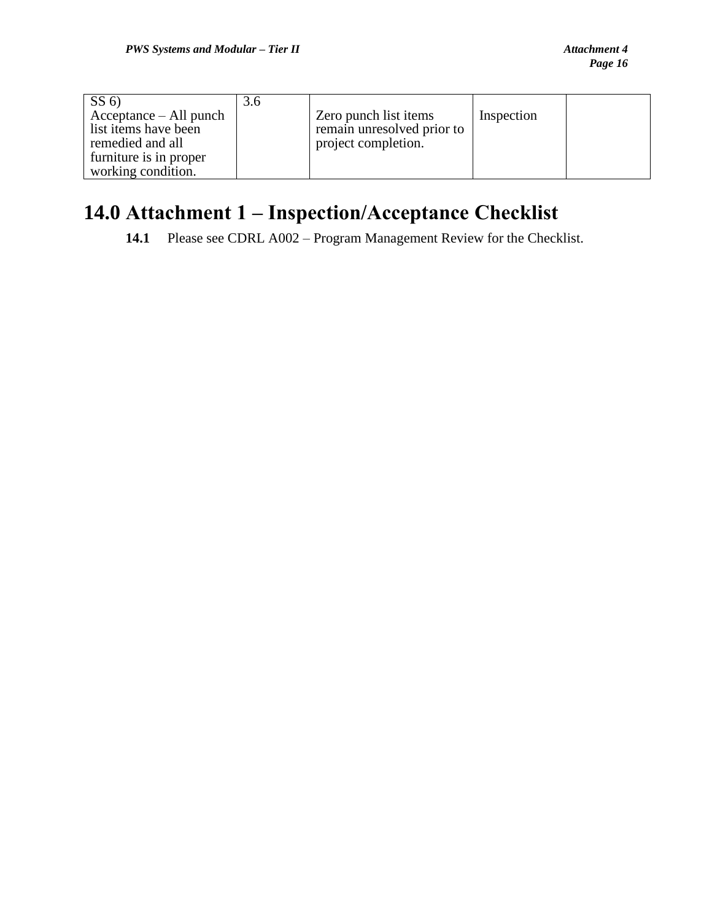| | | | | |
|---|---|---|---|---|
| SS 6) Acceptance – All punch list items have been remedied and all furniture is in proper working condition. | 3.6 | Zero punch list items remain unresolved prior to project completion. | Inspection | |

# 14.0 Attachment 1 – Inspection/Acceptance Checklist

**14.1** Please see CDRL A002 – Program Management Review for the Checklist.